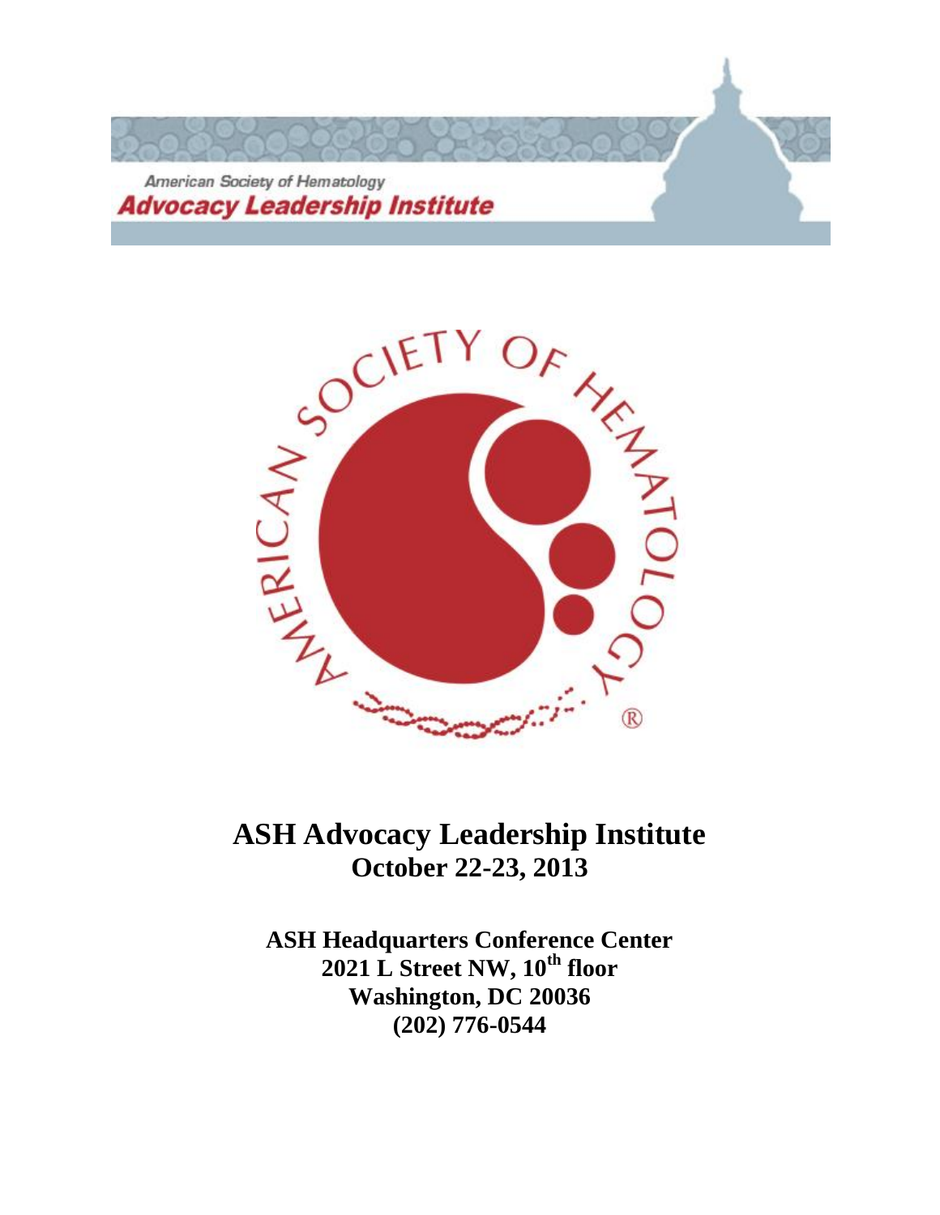American Society of Hematology
**Advocacy Leadership Institute**

# ASH Advocacy Leadership Institute
## October 22-23, 2013

**ASH Headquarters Conference Center**
**2021 L Street NW, 10th floor**
**Washington, DC 20036**
**(202) 776-0544**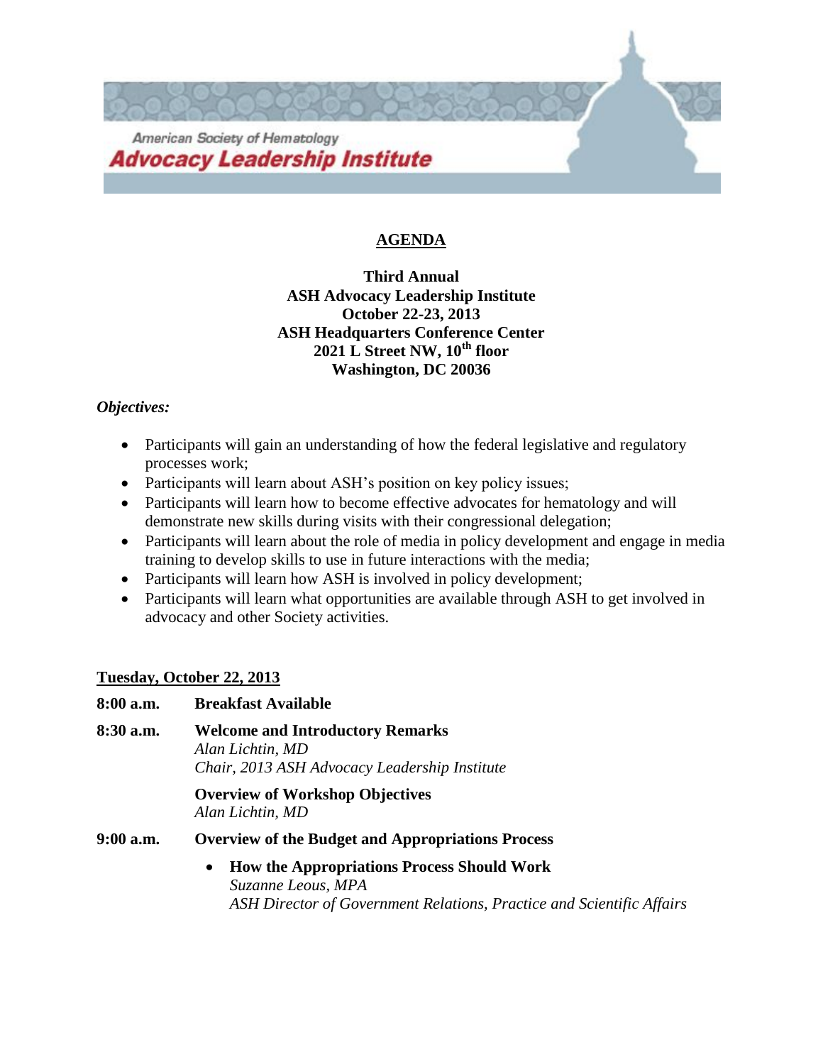American Society of Hematology
**Advocacy Leadership Institute**

# AGENDA

**Third Annual**
**ASH Advocacy Leadership Institute**
**October 22-23, 2013**
**ASH Headquarters Conference Center**
**2021 L Street NW, 10th floor**
**Washington, DC 20036**

***Objectives:***

- Participants will gain an understanding of how the federal legislative and regulatory processes work;
- Participants will learn about ASH's position on key policy issues;
- Participants will learn how to become effective advocates for hematology and will demonstrate new skills during visits with their congressional delegation;
- Participants will learn about the role of media in policy development and engage in media training to develop skills to use in future interactions with the media;
- Participants will learn how ASH is involved in policy development;
- Participants will learn what opportunities are available through ASH to get involved in advocacy and other Society activities.

## Tuesday, October 22, 2013

**8:00 a.m.** **Breakfast Available**

**8:30 a.m.** **Welcome and Introductory Remarks**
*Alan Lichtin, MD*
*Chair, 2013 ASH Advocacy Leadership Institute*

**Overview of Workshop Objectives**
*Alan Lichtin, MD*

**9:00 a.m.** **Overview of the Budget and Appropriations Process**

- **How the Appropriations Process Should Work**
  *Suzanne Leous, MPA*
  *ASH Director of Government Relations, Practice and Scientific Affairs*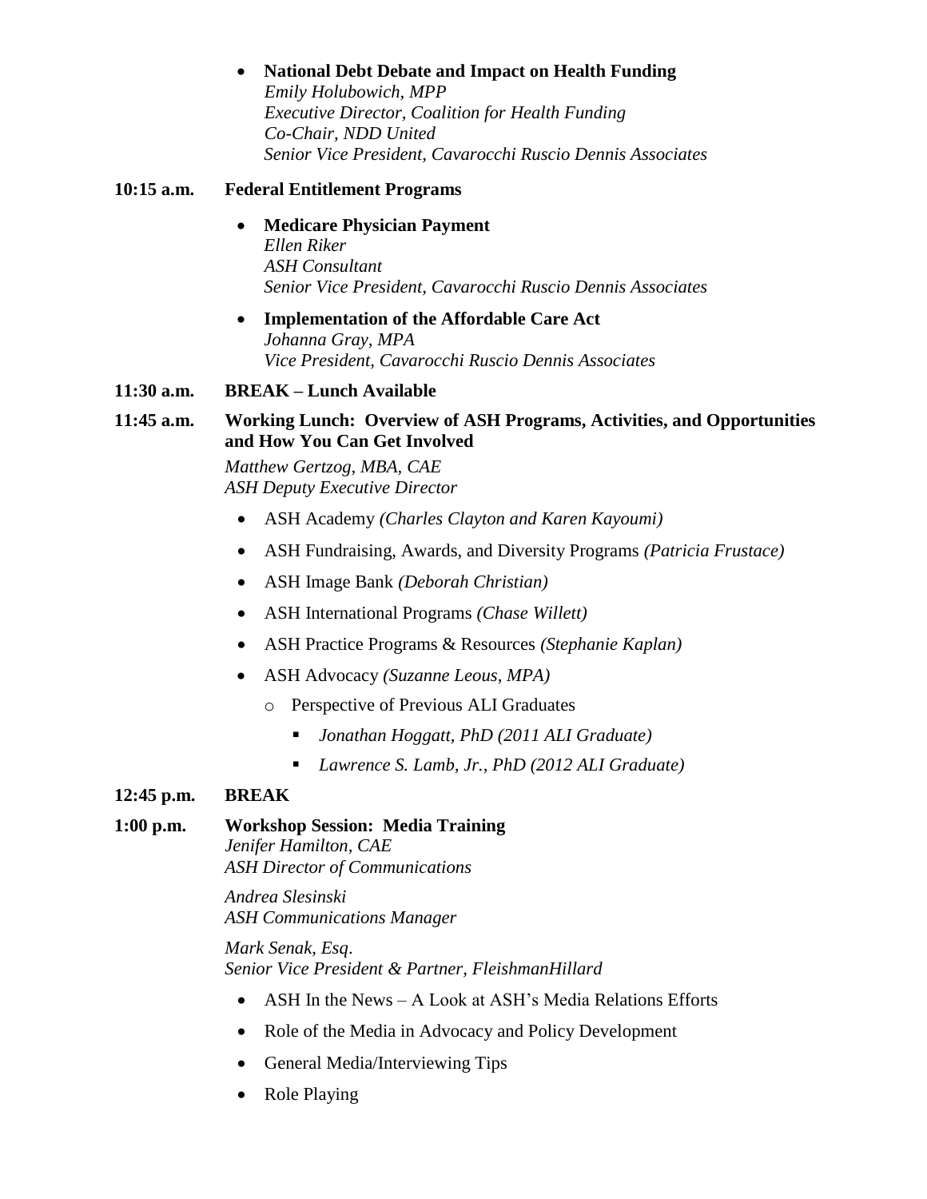- **National Debt Debate and Impact on Health Funding**
  *Emily Holubowich, MPP*
  *Executive Director, Coalition for Health Funding*
  *Co-Chair, NDD United*
  *Senior Vice President, Cavarocchi Ruscio Dennis Associates*

**10:15 a.m.** **Federal Entitlement Programs**

- **Medicare Physician Payment**
  *Ellen Riker*
  *ASH Consultant*
  *Senior Vice President, Cavarocchi Ruscio Dennis Associates*
- **Implementation of the Affordable Care Act**
  *Johanna Gray, MPA*
  *Vice President, Cavarocchi Ruscio Dennis Associates*

**11:30 a.m.** **BREAK – Lunch Available**

**11:45 a.m.** **Working Lunch: Overview of ASH Programs, Activities, and Opportunities and How You Can Get Involved**

*Matthew Gertzog, MBA, CAE*
*ASH Deputy Executive Director*

- ASH Academy *(Charles Clayton and Karen Kayoumi)*
- ASH Fundraising, Awards, and Diversity Programs *(Patricia Frustace)*
- ASH Image Bank *(Deborah Christian)*
- ASH International Programs *(Chase Willett)*
- ASH Practice Programs & Resources *(Stephanie Kaplan)*
- ASH Advocacy *(Suzanne Leous, MPA)*
  - Perspective of Previous ALI Graduates
    - *Jonathan Hoggatt, PhD (2011 ALI Graduate)*
    - *Lawrence S. Lamb, Jr., PhD (2012 ALI Graduate)*

**12:45 p.m.** **BREAK**

**1:00 p.m.** **Workshop Session: Media Training**
*Jenifer Hamilton, CAE*
*ASH Director of Communications*

*Andrea Slesinski*
*ASH Communications Manager*

*Mark Senak, Esq.*
*Senior Vice President & Partner, FleishmanHillard*

- ASH In the News – A Look at ASH's Media Relations Efforts
- Role of the Media in Advocacy and Policy Development
- General Media/Interviewing Tips
- Role Playing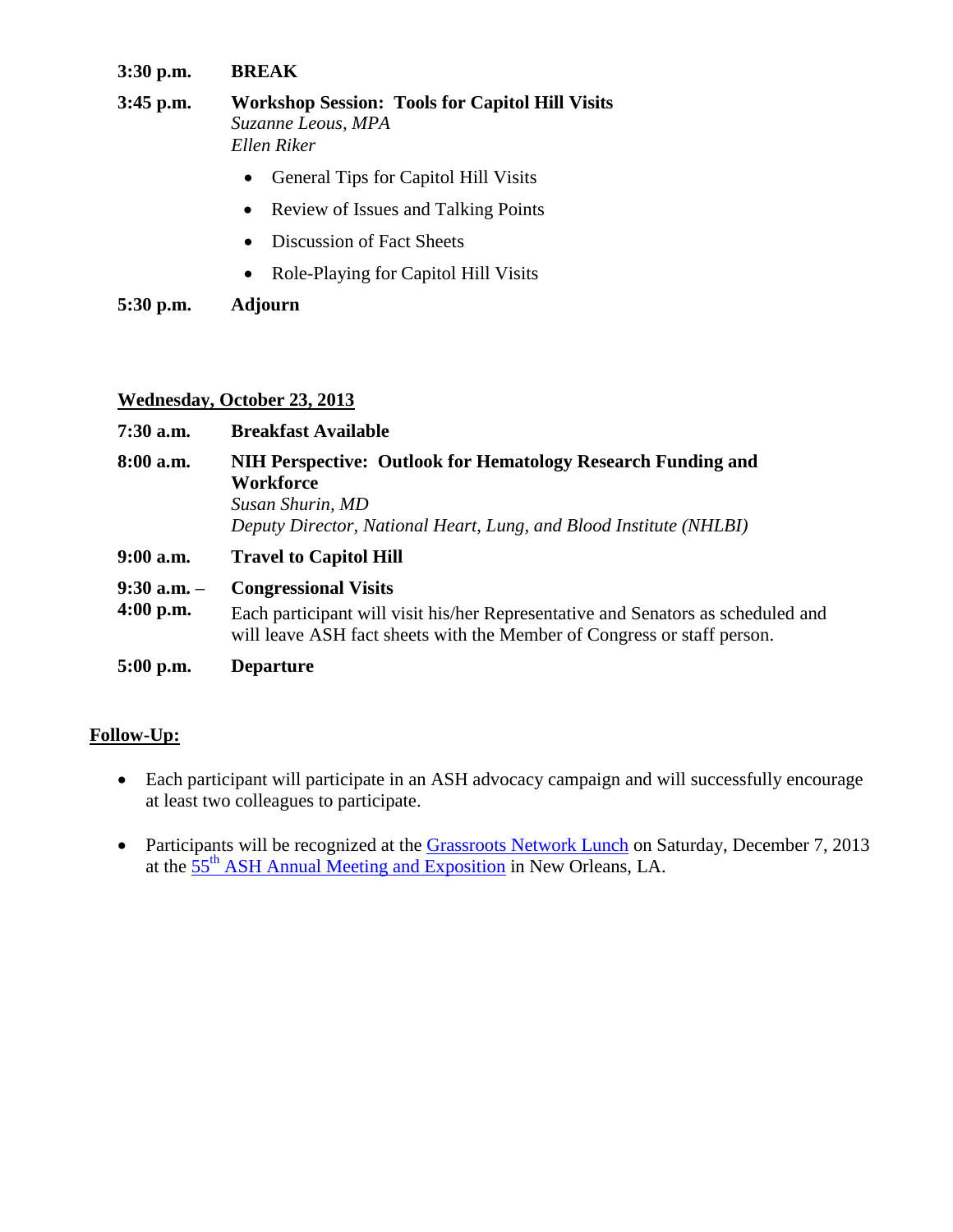**3:30 p.m.** **BREAK**

**3:45 p.m.** **Workshop Session: Tools for Capitol Hill Visits**
*Suzanne Leous, MPA*
*Ellen Riker*

- General Tips for Capitol Hill Visits
- Review of Issues and Talking Points
- Discussion of Fact Sheets
- Role-Playing for Capitol Hill Visits

**5:30 p.m.** **Adjourn**

**Wednesday, October 23, 2013**

**7:30 a.m.** **Breakfast Available**

**8:00 a.m.** **NIH Perspective: Outlook for Hematology Research Funding and Workforce**
*Susan Shurin, MD*
*Deputy Director, National Heart, Lung, and Blood Institute (NHLBI)*

**9:00 a.m.** **Travel to Capitol Hill**

**9:30 a.m. – 4:00 p.m.** **Congressional Visits**
Each participant will visit his/her Representative and Senators as scheduled and will leave ASH fact sheets with the Member of Congress or staff person.

**5:00 p.m.** **Departure**

**Follow-Up:**

- Each participant will participate in an ASH advocacy campaign and will successfully encourage at least two colleagues to participate.
- Participants will be recognized at the Grassroots Network Lunch on Saturday, December 7, 2013 at the 55th ASH Annual Meeting and Exposition in New Orleans, LA.